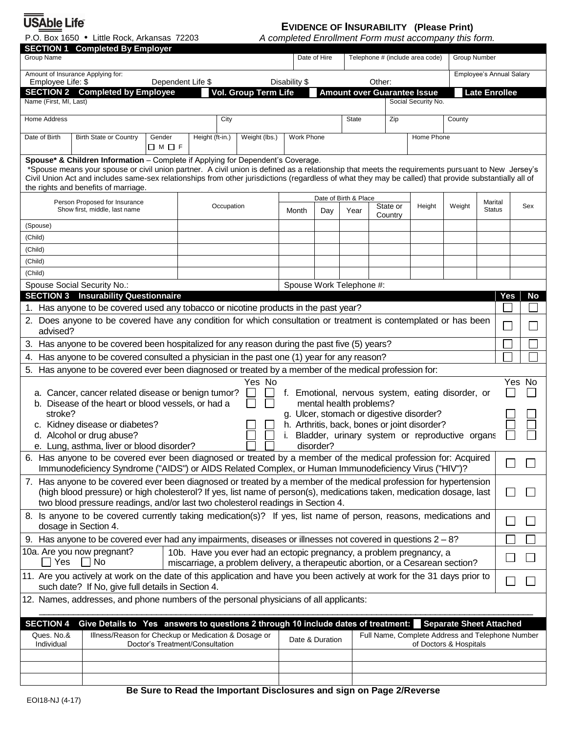**USAble Life**

P.O. Box 1650 • Little Rock, Arkansas 72203

# EVIDENCE OF INSURABILITY (Please Print)

*A completed Enrollment Form must accompany this form.*

## SECTION 1 Completed By Employer

| Group Name | Date of Hire | Telephone # (include area code) | Group Number |
|---|---|---|---|
| | | | |

| Amount of Insurance Applying for: Employee Life: $ | Dependent Life $ | Disability $ | Other: | Employee's Annual Salary |
|---|---|---|---|---|
| | | | | |

## SECTION 2 Completed by Employee ☐ Vol. Group Term Life ☐ Amount over Guarantee Issue ☐ Late Enrollee

| Name (First, MI, Last) | Social Security No. |
|---|---|
| | |

| Home Address | City | State | Zip | County |
|---|---|---|---|---|
| | | | | |

| Date of Birth | Birth State or Country | Gender ☐ M ☐ F | Height (ft-in.) | Weight (lbs.) | Work Phone | Home Phone |
|---|---|---|---|---|---|---|
| | | | | | | |

**Spouse\* & Children Information** – Complete if Applying for Dependent's Coverage.

\*Spouse means your spouse or civil union partner. A civil union is defined as a relationship that meets the requirements pursuant to New Jersey's Civil Union Act and includes same-sex relationships from other jurisdictions (regardless of what they may be called) that provide substantially all of the rights and benefits of marriage.

| Person Proposed for Insurance Show first, middle, last name | Occupation | Date of Birth & Place | | | | Height | Weight | Marital Status | Sex |
|---|---|---|---|---|---|---|---|---|---|
| | | Month | Day | Year | State or Country | | | | |
| (Spouse) | | | | | | | | | |
| (Child) | | | | | | | | | |
| (Child) | | | | | | | | | |
| (Child) | | | | | | | | | |
| (Child) | | | | | | | | | |

Spouse Social Security No.: Spouse Work Telephone #:

## SECTION 3 Insurability Questionnaire

| | Yes | No |
|---|---|---|
| 1. Has anyone to be covered used any tobacco or nicotine products in the past year? | ☐ | ☐ |
| 2. Does anyone to be covered have any condition for which consultation or treatment is contemplated or has been advised? | ☐ | ☐ |
| 3. Has anyone to be covered been hospitalized for any reason during the past five (5) years? | ☐ | ☐ |
| 4. Has anyone to be covered consulted a physician in the past one (1) year for any reason? | ☐ | ☐ |

5. Has anyone to be covered ever been diagnosed or treated by a member of the medical profession for:

| | Yes | No |
|---|---|---|
| a. Cancer, cancer related disease or benign tumor? | ☐ | ☐ |
| b. Disease of the heart or blood vessels, or had a stroke? | ☐ | ☐ |
| c. Kidney disease or diabetes? | ☐ | ☐ |
| d. Alcohol or drug abuse? | ☐ | ☐ |
| e. Lung, asthma, liver or blood disorder? | ☐ | ☐ |
| f. Emotional, nervous system, eating disorder, or mental health problems? | ☐ | ☐ |
| g. Ulcer, stomach or digestive disorder? | ☐ | ☐ |
| h. Arthritis, back, bones or joint disorder? | ☐ | ☐ |
| i. Bladder, urinary system or reproductive organs disorder? | ☐ | ☐ |

| | Yes | No |
|---|---|---|
| 6. Has anyone to be covered ever been diagnosed or treated by a member of the medical profession for: Acquired Immunodeficiency Syndrome ("AIDS") or AIDS Related Complex, or Human Immunodeficiency Virus ("HIV")? | ☐ | ☐ |
| 7. Has anyone to be covered ever been diagnosed or treated by a member of the medical profession for hypertension (high blood pressure) or high cholesterol? If yes, list name of person(s), medications taken, medication dosage, last two blood pressure readings, and/or last two cholesterol readings in Section 4. | ☐ | ☐ |
| 8. Is anyone to be covered currently taking medication(s)? If yes, list name of person, reasons, medications and dosage in Section 4. | ☐ | ☐ |
| 9. Has anyone to be covered ever had any impairments, diseases or illnesses not covered in questions 2 – 8? | ☐ | ☐ |
| 10a. Are you now pregnant? ☐ Yes ☐ No — 10b. Have you ever had an ectopic pregnancy, a problem pregnancy, a miscarriage, a problem delivery, a therapeutic abortion, or a Cesarean section? | ☐ | ☐ |
| 11. Are you actively at work on the date of this application and have you been actively at work for the 31 days prior to such date? If No, give full details in Section 4. | ☐ | ☐ |

12. Names, addresses, and phone numbers of the personal physicians of all applicants:

______________________________________________________________________________

## SECTION 4 Give Details to Yes answers to questions 2 through 10 include dates of treatment: ☐ Separate Sheet Attached

| Ques. No.& Individual | Illness/Reason for Checkup or Medication & Dosage or Doctor's Treatment/Consultation | Date & Duration | Full Name, Complete Address and Telephone Number of Doctors & Hospitals |
|---|---|---|---|
| | | | |
| | | | |
| | | | |

**Be Sure to Read the Important Disclosures and sign on Page 2/Reverse**

EOI18-NJ (4-17)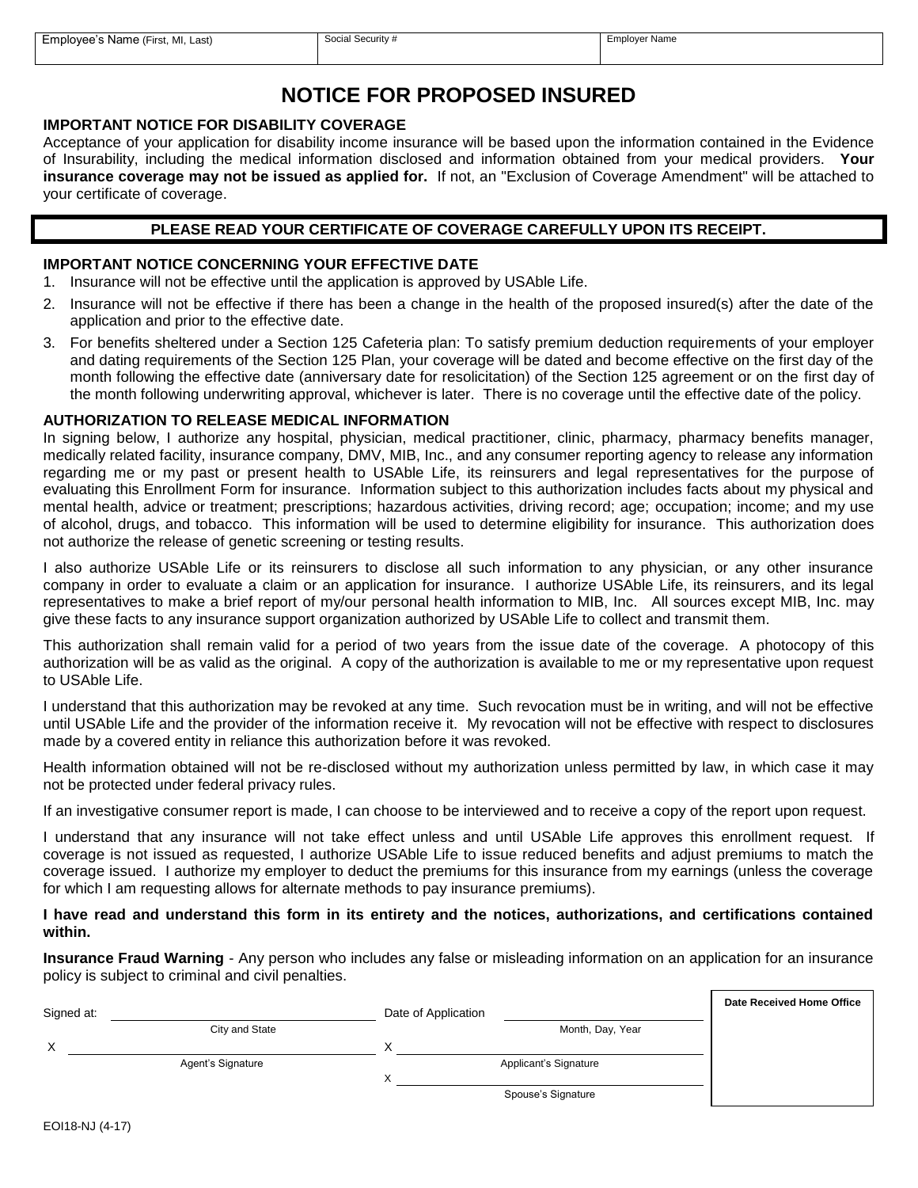| Employee's Name (First, MI, Last) | Social Security # | Employer Name |
| --- | --- | --- |
| | | |

# NOTICE FOR PROPOSED INSURED

### IMPORTANT NOTICE FOR DISABILITY COVERAGE

Acceptance of your application for disability income insurance will be based upon the information contained in the Evidence of Insurability, including the medical information disclosed and information obtained from your medical providers. **Your insurance coverage may not be issued as applied for.** If not, an "Exclusion of Coverage Amendment" will be attached to your certificate of coverage.

**PLEASE READ YOUR CERTIFICATE OF COVERAGE CAREFULLY UPON ITS RECEIPT.**

### IMPORTANT NOTICE CONCERNING YOUR EFFECTIVE DATE

1. Insurance will not be effective until the application is approved by USAble Life.
2. Insurance will not be effective if there has been a change in the health of the proposed insured(s) after the date of the application and prior to the effective date.
3. For benefits sheltered under a Section 125 Cafeteria plan: To satisfy premium deduction requirements of your employer and dating requirements of the Section 125 Plan, your coverage will be dated and become effective on the first day of the month following the effective date (anniversary date for resolicitation) of the Section 125 agreement or on the first day of the month following underwriting approval, whichever is later. There is no coverage until the effective date of the policy.

### AUTHORIZATION TO RELEASE MEDICAL INFORMATION

In signing below, I authorize any hospital, physician, medical practitioner, clinic, pharmacy, pharmacy benefits manager, medically related facility, insurance company, DMV, MIB, Inc., and any consumer reporting agency to release any information regarding me or my past or present health to USAble Life, its reinsurers and legal representatives for the purpose of evaluating this Enrollment Form for insurance. Information subject to this authorization includes facts about my physical and mental health, advice or treatment; prescriptions; hazardous activities, driving record; age; occupation; income; and my use of alcohol, drugs, and tobacco. This information will be used to determine eligibility for insurance. This authorization does not authorize the release of genetic screening or testing results.

I also authorize USAble Life or its reinsurers to disclose all such information to any physician, or any other insurance company in order to evaluate a claim or an application for insurance. I authorize USAble Life, its reinsurers, and its legal representatives to make a brief report of my/our personal health information to MIB, Inc. All sources except MIB, Inc. may give these facts to any insurance support organization authorized by USAble Life to collect and transmit them.

This authorization shall remain valid for a period of two years from the issue date of the coverage. A photocopy of this authorization will be as valid as the original. A copy of the authorization is available to me or my representative upon request to USAble Life.

I understand that this authorization may be revoked at any time. Such revocation must be in writing, and will not be effective until USAble Life and the provider of the information receive it. My revocation will not be effective with respect to disclosures made by a covered entity in reliance this authorization before it was revoked.

Health information obtained will not be re-disclosed without my authorization unless permitted by law, in which case it may not be protected under federal privacy rules.

If an investigative consumer report is made, I can choose to be interviewed and to receive a copy of the report upon request.

I understand that any insurance will not take effect unless and until USAble Life approves this enrollment request. If coverage is not issued as requested, I authorize USAble Life to issue reduced benefits and adjust premiums to match the coverage issued. I authorize my employer to deduct the premiums for this insurance from my earnings (unless the coverage for which I am requesting allows for alternate methods to pay insurance premiums).

**I have read and understand this form in its entirety and the notices, authorizations, and certifications contained within.**

**Insurance Fraud Warning** - Any person who includes any false or misleading information on an application for an insurance policy is subject to criminal and civil penalties.

Signed at: ______________________ (City and State)

Date of Application ______________________ (Month, Day, Year)

X ______________________ Agent's Signature

X ______________________ Applicant's Signature

X ______________________ Spouse's Signature

**Date Received Home Office**

EOI18-NJ (4-17)